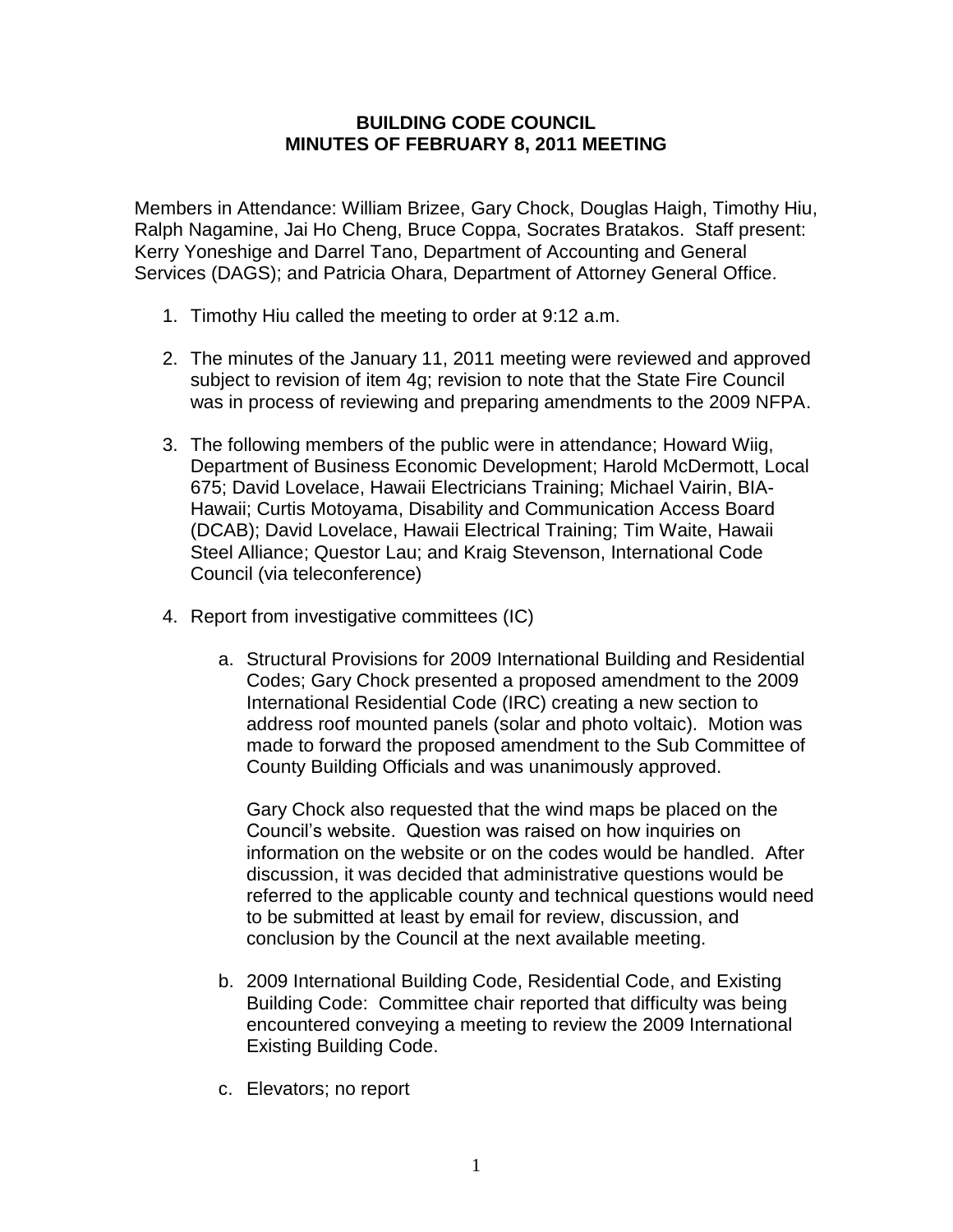# BUILDING CODE COUNCIL
# MINUTES OF FEBRUARY 8, 2011 MEETING

Members in Attendance: William Brizee, Gary Chock, Douglas Haigh, Timothy Hiu, Ralph Nagamine, Jai Ho Cheng, Bruce Coppa, Socrates Bratakos. Staff present: Kerry Yoneshige and Darrel Tano, Department of Accounting and General Services (DAGS); and Patricia Ohara, Department of Attorney General Office.

1. Timothy Hiu called the meeting to order at 9:12 a.m.

2. The minutes of the January 11, 2011 meeting were reviewed and approved subject to revision of item 4g; revision to note that the State Fire Council was in process of reviewing and preparing amendments to the 2009 NFPA.

3. The following members of the public were in attendance; Howard Wiig, Department of Business Economic Development; Harold McDermott, Local 675; David Lovelace, Hawaii Electricians Training; Michael Vairin, BIA-Hawaii; Curtis Motoyama, Disability and Communication Access Board (DCAB); David Lovelace, Hawaii Electrical Training; Tim Waite, Hawaii Steel Alliance; Questor Lau; and Kraig Stevenson, International Code Council (via teleconference)

4. Report from investigative committees (IC)

   a. Structural Provisions for 2009 International Building and Residential Codes; Gary Chock presented a proposed amendment to the 2009 International Residential Code (IRC) creating a new section to address roof mounted panels (solar and photo voltaic). Motion was made to forward the proposed amendment to the Sub Committee of County Building Officials and was unanimously approved.

      Gary Chock also requested that the wind maps be placed on the Council's website. Question was raised on how inquiries on information on the website or on the codes would be handled. After discussion, it was decided that administrative questions would be referred to the applicable county and technical questions would need to be submitted at least by email for review, discussion, and conclusion by the Council at the next available meeting.

   b. 2009 International Building Code, Residential Code, and Existing Building Code: Committee chair reported that difficulty was being encountered conveying a meeting to review the 2009 International Existing Building Code.

   c. Elevators; no report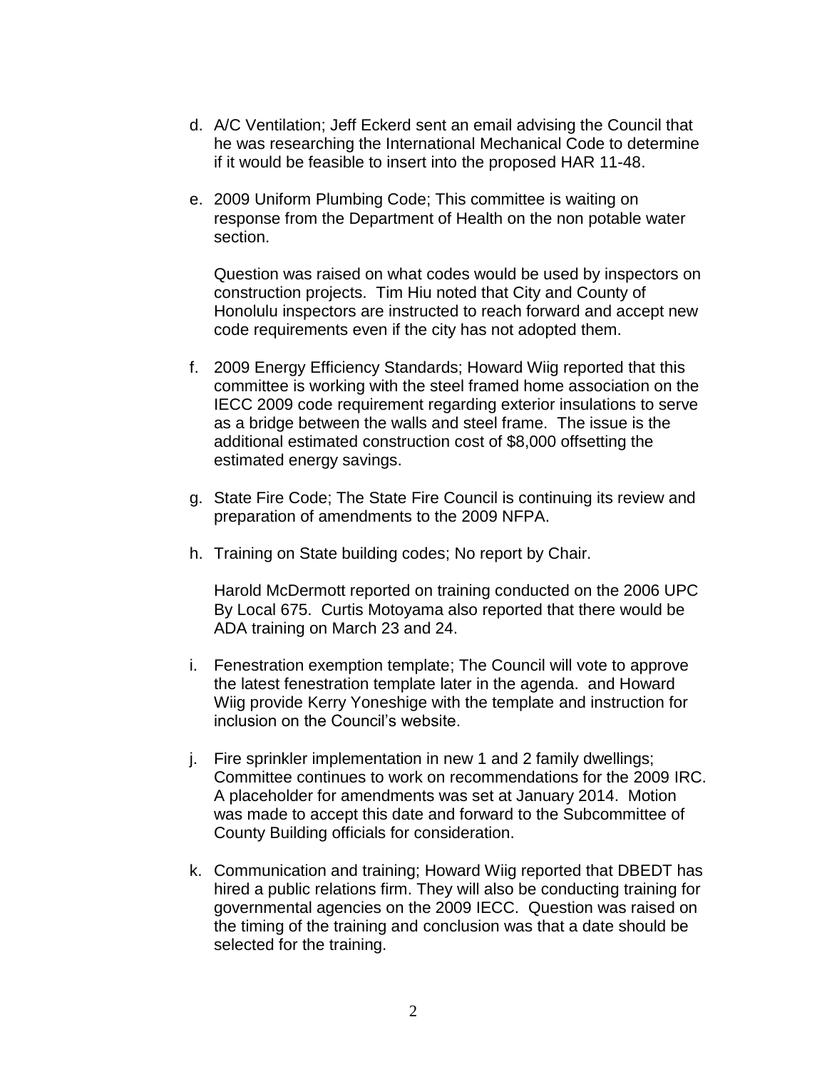d. A/C Ventilation; Jeff Eckerd sent an email advising the Council that he was researching the International Mechanical Code to determine if it would be feasible to insert into the proposed HAR 11-48.

e. 2009 Uniform Plumbing Code; This committee is waiting on response from the Department of Health on the non potable water section.

   Question was raised on what codes would be used by inspectors on construction projects. Tim Hiu noted that City and County of Honolulu inspectors are instructed to reach forward and accept new code requirements even if the city has not adopted them.

f. 2009 Energy Efficiency Standards; Howard Wiig reported that this committee is working with the steel framed home association on the IECC 2009 code requirement regarding exterior insulations to serve as a bridge between the walls and steel frame. The issue is the additional estimated construction cost of $8,000 offsetting the estimated energy savings.

g. State Fire Code; The State Fire Council is continuing its review and preparation of amendments to the 2009 NFPA.

h. Training on State building codes; No report by Chair.

   Harold McDermott reported on training conducted on the 2006 UPC By Local 675. Curtis Motoyama also reported that there would be ADA training on March 23 and 24.

i. Fenestration exemption template; The Council will vote to approve the latest fenestration template later in the agenda. and Howard Wiig provide Kerry Yoneshige with the template and instruction for inclusion on the Council's website.

j. Fire sprinkler implementation in new 1 and 2 family dwellings; Committee continues to work on recommendations for the 2009 IRC. A placeholder for amendments was set at January 2014. Motion was made to accept this date and forward to the Subcommittee of County Building officials for consideration.

k. Communication and training; Howard Wiig reported that DBEDT has hired a public relations firm. They will also be conducting training for governmental agencies on the 2009 IECC. Question was raised on the timing of the training and conclusion was that a date should be selected for the training.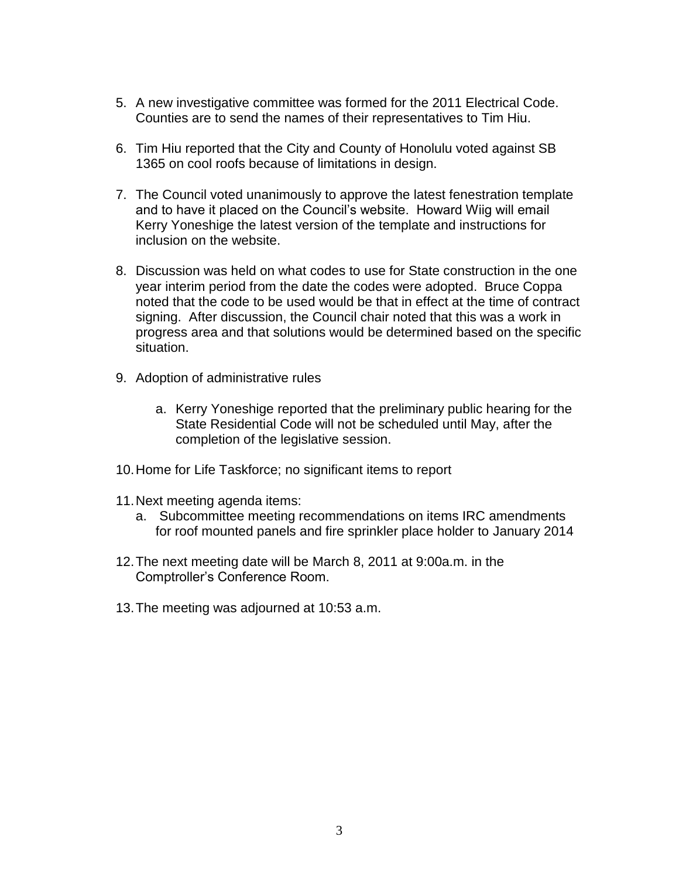5. A new investigative committee was formed for the 2011 Electrical Code. Counties are to send the names of their representatives to Tim Hiu.

6. Tim Hiu reported that the City and County of Honolulu voted against SB 1365 on cool roofs because of limitations in design.

7. The Council voted unanimously to approve the latest fenestration template and to have it placed on the Council's website. Howard Wiig will email Kerry Yoneshige the latest version of the template and instructions for inclusion on the website.

8. Discussion was held on what codes to use for State construction in the one year interim period from the date the codes were adopted. Bruce Coppa noted that the code to be used would be that in effect at the time of contract signing. After discussion, the Council chair noted that this was a work in progress area and that solutions would be determined based on the specific situation.

9. Adoption of administrative rules

    a. Kerry Yoneshige reported that the preliminary public hearing for the State Residential Code will not be scheduled until May, after the completion of the legislative session.

10. Home for Life Taskforce; no significant items to report

11. Next meeting agenda items:
    a. Subcommittee meeting recommendations on items IRC amendments for roof mounted panels and fire sprinkler place holder to January 2014

12. The next meeting date will be March 8, 2011 at 9:00a.m. in the Comptroller's Conference Room.

13. The meeting was adjourned at 10:53 a.m.